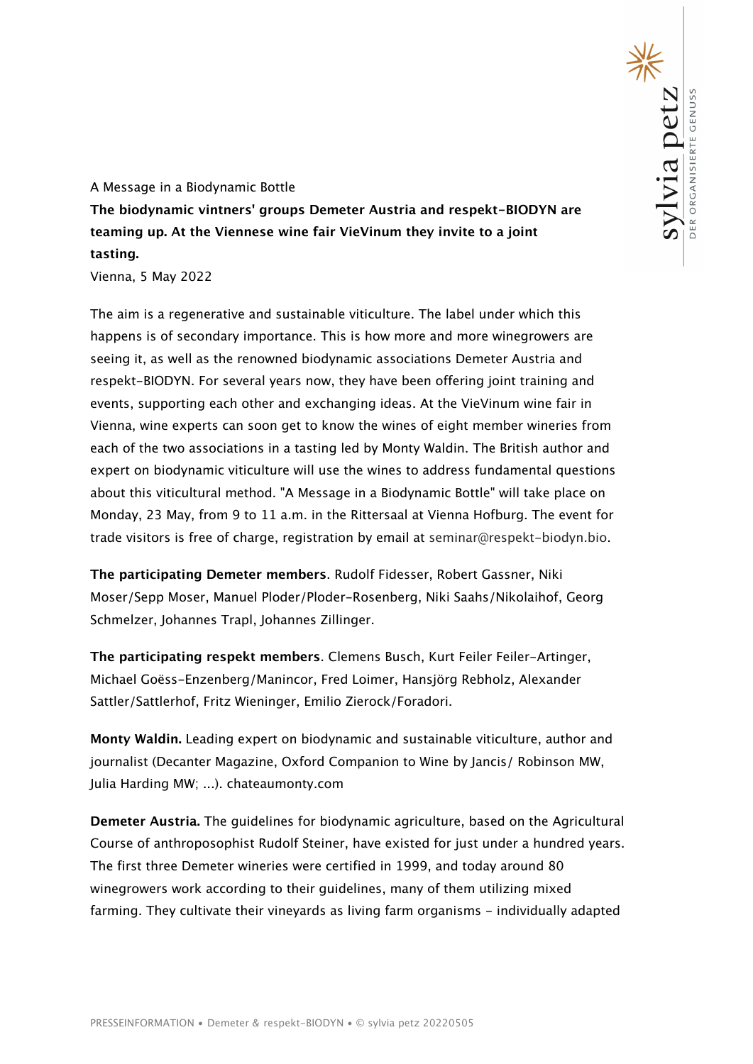A Message in a Biodynamic Bottle

**The biodynamic vintners' groups Demeter Austria and respekt-BIODYN are teaming up. At the Viennese wine fair VieVinum they invite to a joint tasting.**

Vienna, 5 May 2022

The aim is a regenerative and sustainable viticulture. The label under which this happens is of secondary importance. This is how more and more winegrowers are seeing it, as well as the renowned biodynamic associations Demeter Austria and respekt-BIODYN. For several years now, they have been offering joint training and events, supporting each other and exchanging ideas. At the VieVinum wine fair in Vienna, wine experts can soon get to know the wines of eight member wineries from each of the two associations in a tasting led by Monty Waldin. The British author and expert on biodynamic viticulture will use the wines to address fundamental questions about this viticultural method. "A Message in a Biodynamic Bottle" will take place on Monday, 23 May, from 9 to 11 a.m. in the Rittersaal at Vienna Hofburg. The event for trade visitors is free of charge, registration by email at seminar@respekt-biodyn.bio.

**The participating Demeter members**. Rudolf Fidesser, Robert Gassner, Niki Moser/Sepp Moser, Manuel Ploder/Ploder-Rosenberg, Niki Saahs/Nikolaihof, Georg Schmelzer, Johannes Trapl, Johannes Zillinger.

**The participating respekt members**. Clemens Busch, Kurt Feiler Feiler-Artinger, Michael Goëss-Enzenberg/Manincor, Fred Loimer, Hansjörg Rebholz, Alexander Sattler/Sattlerhof, Fritz Wieninger, Emilio Zierock/Foradori.

**Monty Waldin.** Leading expert on biodynamic and sustainable viticulture, author and journalist (Decanter Magazine, Oxford Companion to Wine by Jancis/ Robinson MW, Julia Harding MW; ...). chateaumonty.com

**Demeter Austria.** The guidelines for biodynamic agriculture, based on the Agricultural Course of anthroposophist Rudolf Steiner, have existed for just under a hundred years. The first three Demeter wineries were certified in 1999, and today around 80 winegrowers work according to their guidelines, many of them utilizing mixed farming. They cultivate their vineyards as living farm organisms – individually adapted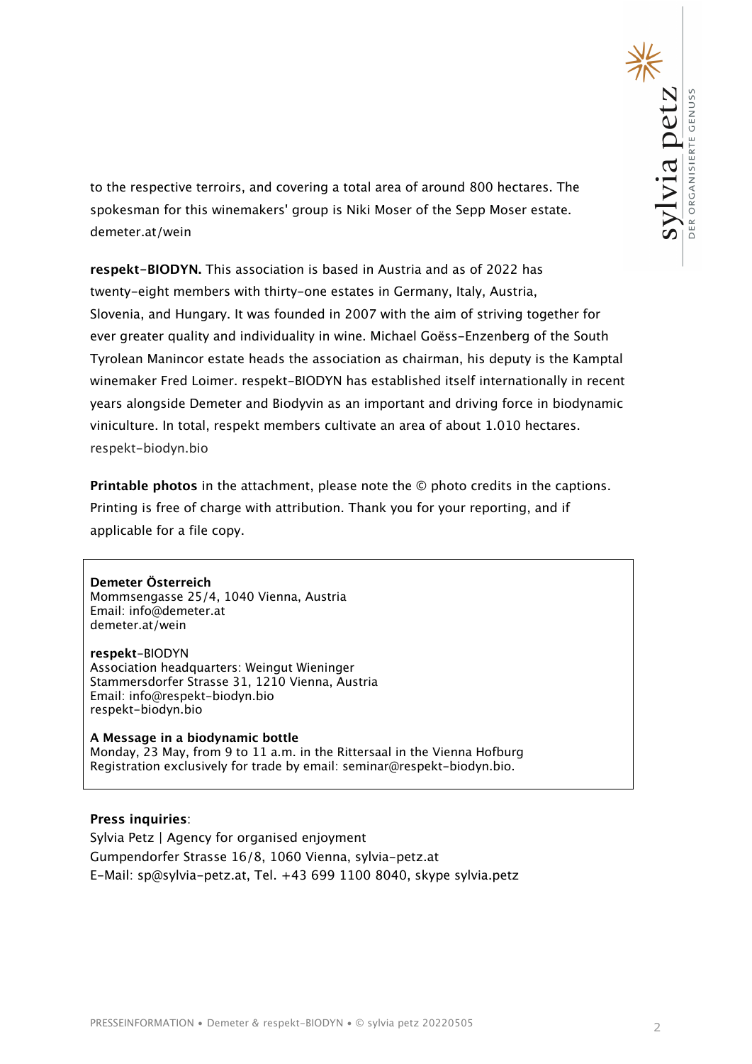to the respective terroirs, and covering a total area of around 800 hectares. The spokesman for this winemakers' group is Niki Moser of the Sepp Moser estate. demeter.at/wein

**respekt-BIODYN.** This association is based in Austria and as of 2022 has twenty-eight members with thirty-one estates in Germany, Italy, Austria, Slovenia, and Hungary. It was founded in 2007 with the aim of striving together for ever greater quality and individuality in wine. Michael Goëss-Enzenberg of the South Tyrolean Manincor estate heads the association as chairman, his deputy is the Kamptal winemaker Fred Loimer. respekt-BIODYN has established itself internationally in recent years alongside Demeter and Biodyvin as an important and driving force in biodynamic viniculture. In total, respekt members cultivate an area of about 1.010 hectares. respekt-biodyn.bio

**Printable photos** in the attachment, please note the © photo credits in the captions. Printing is free of charge with attribution. Thank you for your reporting, and if applicable for a file copy.

**Demeter Österreich**
Mommsengasse 25/4, 1040 Vienna, Austria
Email: info@demeter.at
demeter.at/wein

**respekt**-BIODYN
Association headquarters: Weingut Wieninger
Stammersdorfer Strasse 31, 1210 Vienna, Austria
Email: info@respekt-biodyn.bio
respekt-biodyn.bio

**A Message in a biodynamic bottle**
Monday, 23 May, from 9 to 11 a.m. in the Rittersaal in the Vienna Hofburg
Registration exclusively for trade by email: seminar@respekt-biodyn.bio.

**Press inquiries**:
Sylvia Petz | Agency for organised enjoyment
Gumpendorfer Strasse 16/8, 1060 Vienna, sylvia-petz.at
E-Mail: sp@sylvia-petz.at, Tel. +43 699 1100 8040, skype sylvia.petz